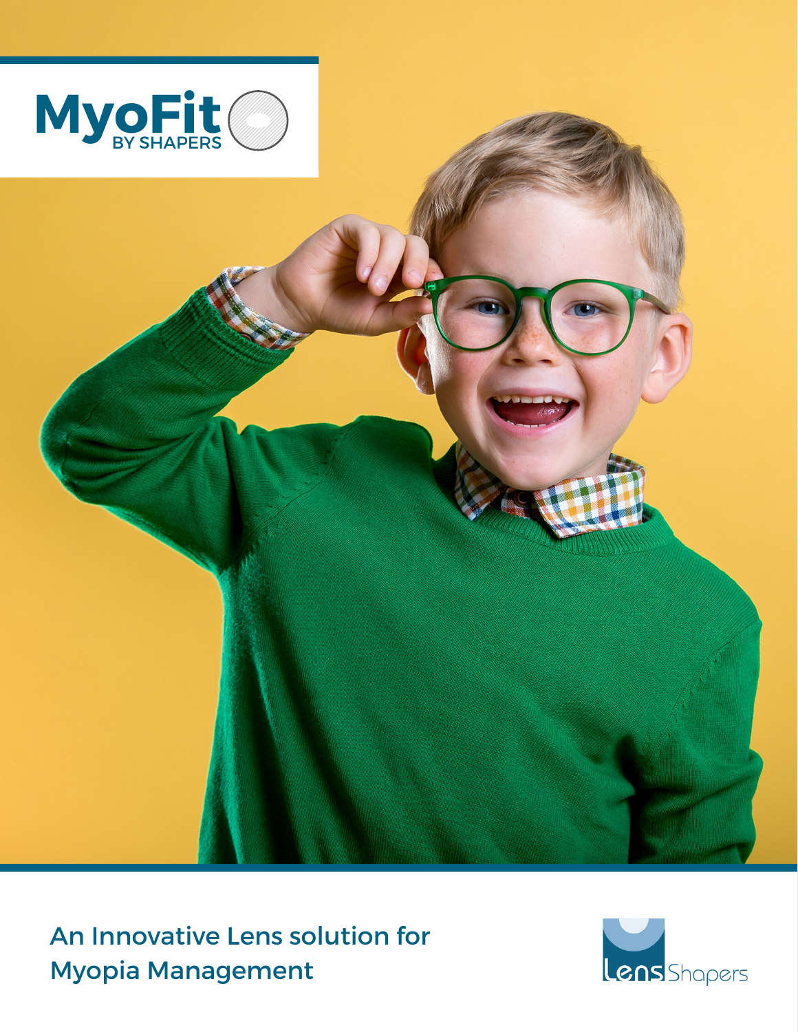# MyoFit

BY SHAPERS

## An Innovative Lens solution for Myopia Management

Lens Shapers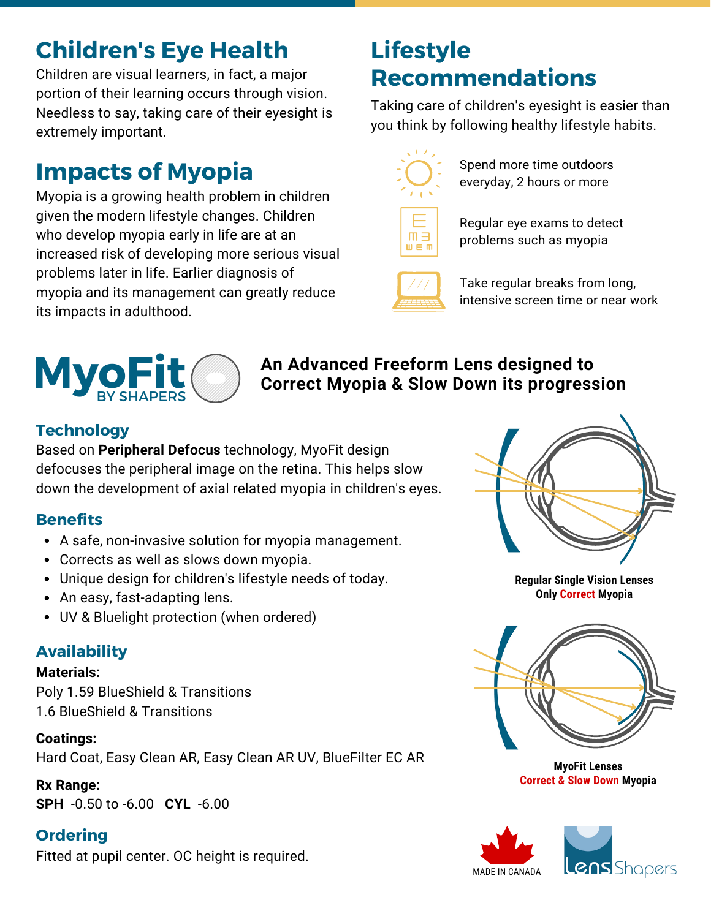## Children's Eye Health

Children are visual learners, in fact, a major portion of their learning occurs through vision. Needless to say, taking care of their eyesight is extremely important.

## Impacts of Myopia

Myopia is a growing health problem in children given the modern lifestyle changes. Children who develop myopia early in life are at an increased risk of developing more serious visual problems later in life. Earlier diagnosis of myopia and its management can greatly reduce its impacts in adulthood.

## Lifestyle Recommendations

Taking care of children's eyesight is easier than you think by following healthy lifestyle habits.

- Spend more time outdoors everyday, 2 hours or more
- Regular eye exams to detect problems such as myopia
- Take regular breaks from long, intensive screen time or near work

# MyoFit BY SHAPERS

**An Advanced Freeform Lens designed to Correct Myopia & Slow Down its progression**

### Technology

Based on **Peripheral Defocus** technology, MyoFit design defocuses the peripheral image on the retina. This helps slow down the development of axial related myopia in children's eyes.

### Benefits

- A safe, non-invasive solution for myopia management.
- Corrects as well as slows down myopia.
- Unique design for children's lifestyle needs of today.
- An easy, fast-adapting lens.
- UV & Bluelight protection (when ordered)

### Availability

**Materials:**
Poly 1.59 BlueShield & Transitions
1.6 BlueShield & Transitions

**Coatings:**
Hard Coat, Easy Clean AR, Easy Clean AR UV, BlueFilter EC AR

**Rx Range:**
**SPH** -0.50 to -6.00 **CYL** -6.00

### Ordering

Fitted at pupil center. OC height is required.

**Regular Single Vision Lenses**
**Only Correct Myopia**

**MyoFit Lenses**
**Correct & Slow Down Myopia**

MADE IN CANADA

Lens Shapers